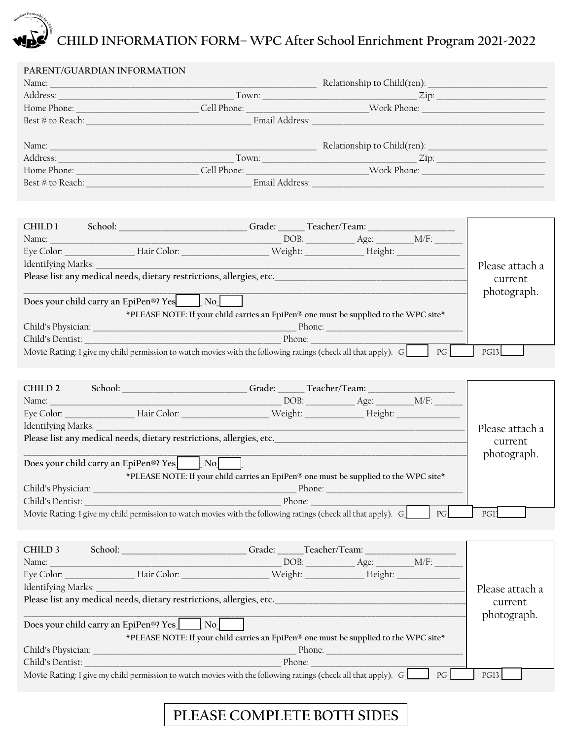# CHILD INFORMATION FORM– WPC After School Enrichment Program 2021-2022

## PARENT/GUARDIAN INFORMATION

Name: ________________________________________ Relationship to Child(ren): ____________________

Address: ___________________________ Town: ________________________ Zip: __________________

Home Phone: ____________________ Cell Phone: ___________________ Work Phone: ____________________

Best # to Reach: __________________________ Email Address: ____________________________________

Name: ________________________________________ Relationship to Child(ren): ____________________

Address: ___________________________ Town: ________________________ Zip: __________________

Home Phone: ____________________ Cell Phone: ___________________ Work Phone: ____________________

Best # to Reach: __________________________ Email Address: ____________________________________

## CHILD 1

School: ______________________ Grade: _____ Teacher/Team: _______________

Name: ________________________________________ DOB: _________ Age: _______ M/F: _____

Eye Color: ____________ Hair Color: _______________ Weight: ___________ Height: ____________

Identifying Marks: ____________________________________________________________________

**Please list any medical needs, dietary restrictions, allergies, etc.**______________________________

______________________________________________________________________________________

**Does your child carry an EpiPen®? Yes____ No____**

**\*PLEASE NOTE: If your child carries an EpiPen® one must be supplied to the WPC site\***

Child's Physician: ____________________________________ Phone: __________________________

Child's Dentist: ______________________________________ Phone: __________________________

Movie Rating: I give my child permission to watch movies with the following ratings (check all that apply). G____ PG____ PG13____

Please attach a current photograph.

## CHILD 2

School: ______________________ Grade: _____ Teacher/Team: _______________

Name: ________________________________________ DOB: _________ Age: _______ M/F: _____

Eye Color: ____________ Hair Color: _______________ Weight: ___________ Height: ____________

Identifying Marks: ____________________________________________________________________

**Please list any medical needs, dietary restrictions, allergies, etc.**______________________________

______________________________________________________________________________________

**Does your child carry an EpiPen®? Yes____ No____**

**\*PLEASE NOTE: If your child carries an EpiPen® one must be supplied to the WPC site\***

Child's Physician: ____________________________________ Phone: __________________________

Child's Dentist: ______________________________________ Phone: __________________________

Movie Rating: I give my child permission to watch movies with the following ratings (check all that apply). G____ PG____ PG13____

Please attach a current photograph.

## CHILD 3

School: ______________________ Grade: _____ Teacher/Team: _______________

Name: ________________________________________ DOB: _________ Age: _______ M/F: _____

Eye Color: ____________ Hair Color: _______________ Weight: ___________ Height: ____________

Identifying Marks: ____________________________________________________________________

**Please list any medical needs, dietary restrictions, allergies, etc.**______________________________

______________________________________________________________________________________

**Does your child carry an EpiPen®? Yes____ No____**

**\*PLEASE NOTE: If your child carries an EpiPen® one must be supplied to the WPC site\***

Child's Physician: ____________________________________ Phone: __________________________

Child's Dentist: ______________________________________ Phone: __________________________

Movie Rating: I give my child permission to watch movies with the following ratings (check all that apply). G____ PG____ PG13____

Please attach a current photograph.

**PLEASE COMPLETE BOTH SIDES**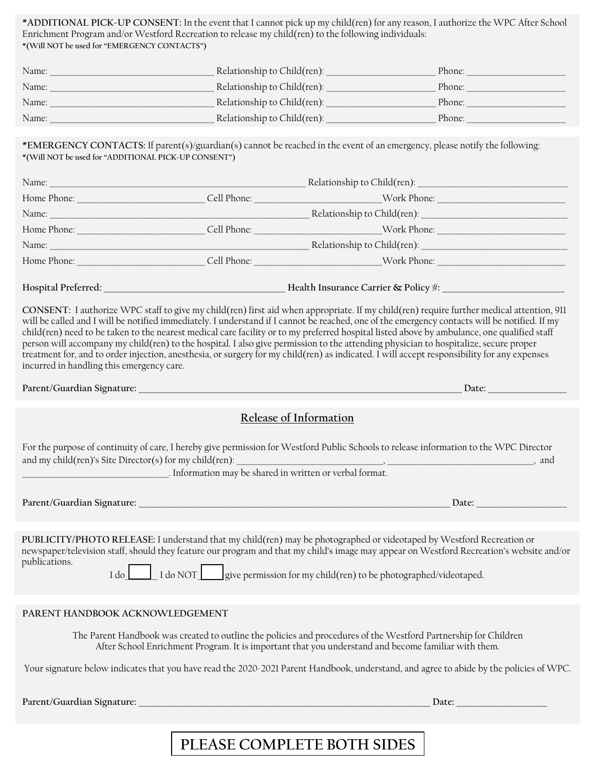**\*ADDITIONAL PICK-UP CONSENT:** In the event that I cannot pick up my child(ren) for any reason, I authorize the WPC After School Enrichment Program and/or Westford Recreation to release my child(ren) to the following individuals:
**\*(Will NOT be used for "EMERGENCY CONTACTS")**

Name: ______________________________ Relationship to Child(ren): ____________________ Phone: __________________

Name: ______________________________ Relationship to Child(ren): ____________________ Phone: __________________

Name: ______________________________ Relationship to Child(ren): ____________________ Phone: __________________

Name: ______________________________ Relationship to Child(ren): ____________________ Phone: __________________

**\*EMERGENCY CONTACTS:** If parent(s)/guardian(s) cannot be reached in the event of an emergency, please notify the following:
**\*(Will NOT be used for "ADDITIONAL PICK-UP CONSENT")**

Name: ______________________________________________ Relationship to Child(ren): ______________________________

Home Phone: _______________________ Cell Phone: _______________________Work Phone: _______________________

Name: ______________________________________________ Relationship to Child(ren): ______________________________

Home Phone: _______________________ Cell Phone: _______________________Work Phone: _______________________

Name: ______________________________________________ Relationship to Child(ren): ______________________________

Home Phone: _______________________ Cell Phone: _______________________Work Phone: _______________________

**Hospital Preferred:** _________________________________ **Health Insurance Carrier & Policy #:** ________________________

**CONSENT:** I authorize WPC staff to give my child(ren) first aid when appropriate. If my child(ren) require further medical attention, 911 will be called and I will be notified immediately. I understand if I cannot be reached, one of the emergency contacts will be notified. If my child(ren) need to be taken to the nearest medical care facility or to my preferred hospital listed above by ambulance, one qualified staff person will accompany my child(ren) to the hospital. I also give permission to the attending physician to hospitalize, secure proper treatment for, and to order injection, anesthesia, or surgery for my child(ren) as indicated. I will accept responsibility for any expenses incurred in handling this emergency care.

**Parent/Guardian Signature:** ________________________________________________________________ **Date:** _______________

## Release of Information

For the purpose of continuity of care, I hereby give permission for Westford Public Schools to release information to the WPC Director and my child(ren)'s Site Director(s) for my child(ren): ____________________________, ____________________________, and ____________________________. Information may be shared in written or verbal format.

**Parent/Guardian Signature:** ______________________________________________________________ **Date:** _________________

**PUBLICITY/PHOTO RELEASE:** I understand that my child(ren) may be photographed or videotaped by Westford Recreation or newspaper/television staff, should they feature our program and that my child's image may appear on Westford Recreation's website and/or publications.

I do ☐ I do NOT ☐ give permission for my child(ren) to be photographed/videotaped.

**PARENT HANDBOOK ACKNOWLEDGEMENT**

The Parent Handbook was created to outline the policies and procedures of the Westford Partnership for Children After School Enrichment Program. It is important that you understand and become familiar with them.

Your signature below indicates that you have read the 2020-2021 Parent Handbook, understand, and agree to abide by the policies of WPC.

**Parent/Guardian Signature:** __________________________________________________________ **Date:** _________________

**PLEASE COMPLETE BOTH SIDES**